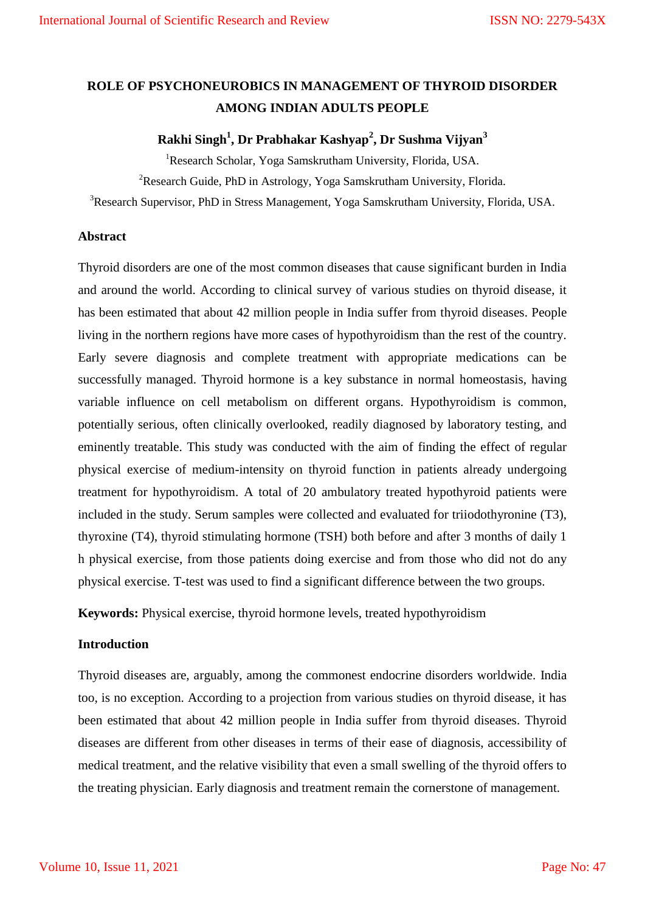# ROLE OF PSYCHONEUROBICS IN MANAGEMENT OF THYROID DISORDER AMONG INDIAN ADULTS PEOPLE

**Rakhi Singh[1], Dr Prabhakar Kashyap[2], Dr Sushma Vijyan[3]**

[1]Research Scholar, Yoga Samskrutham University, Florida, USA.

[2]Research Guide, PhD in Astrology, Yoga Samskrutham University, Florida.

[3]Research Supervisor, PhD in Stress Management, Yoga Samskrutham University, Florida, USA.

## Abstract

Thyroid disorders are one of the most common diseases that cause significant burden in India and around the world. According to clinical survey of various studies on thyroid disease, it has been estimated that about 42 million people in India suffer from thyroid diseases. People living in the northern regions have more cases of hypothyroidism than the rest of the country. Early severe diagnosis and complete treatment with appropriate medications can be successfully managed. Thyroid hormone is a key substance in normal homeostasis, having variable influence on cell metabolism on different organs. Hypothyroidism is common, potentially serious, often clinically overlooked, readily diagnosed by laboratory testing, and eminently treatable. This study was conducted with the aim of finding the effect of regular physical exercise of medium-intensity on thyroid function in patients already undergoing treatment for hypothyroidism. A total of 20 ambulatory treated hypothyroid patients were included in the study. Serum samples were collected and evaluated for triiodothyronine (T3), thyroxine (T4), thyroid stimulating hormone (TSH) both before and after 3 months of daily 1 h physical exercise, from those patients doing exercise and from those who did not do any physical exercise. T-test was used to find a significant difference between the two groups.

**Keywords:** Physical exercise, thyroid hormone levels, treated hypothyroidism

## Introduction

Thyroid diseases are, arguably, among the commonest endocrine disorders worldwide. India too, is no exception. According to a projection from various studies on thyroid disease, it has been estimated that about 42 million people in India suffer from thyroid diseases. Thyroid diseases are different from other diseases in terms of their ease of diagnosis, accessibility of medical treatment, and the relative visibility that even a small swelling of the thyroid offers to the treating physician. Early diagnosis and treatment remain the cornerstone of management.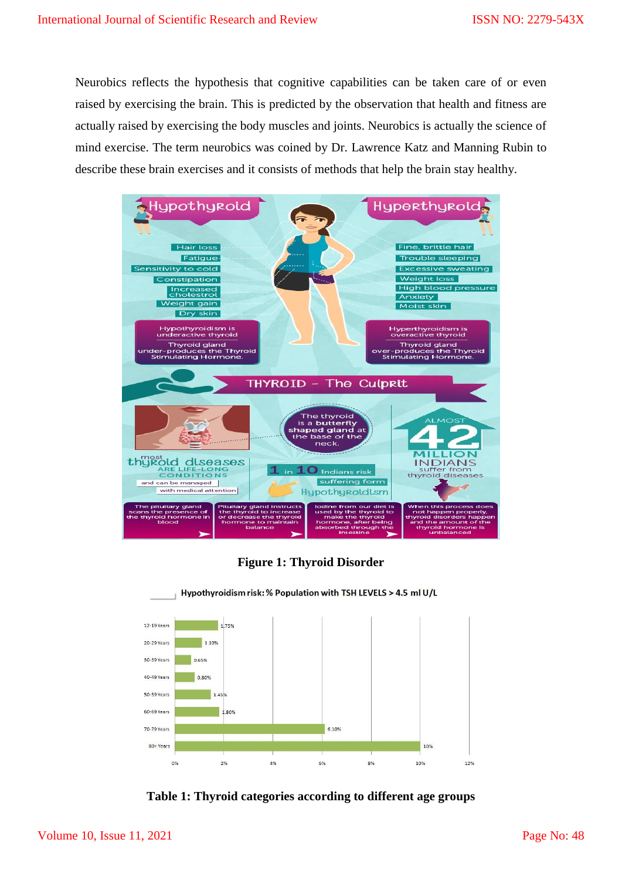Neurobics reflects the hypothesis that cognitive capabilities can be taken care of or even raised by exercising the brain. This is predicted by the observation that health and fitness are actually raised by exercising the body muscles and joints. Neurobics is actually the science of mind exercise. The term neurobics was coined by Dr. Lawrence Katz and Manning Rubin to describe these brain exercises and it consists of methods that help the brain stay healthy.

**Figure 1: Thyroid Disorder**

**Table 1: Thyroid categories according to different age groups**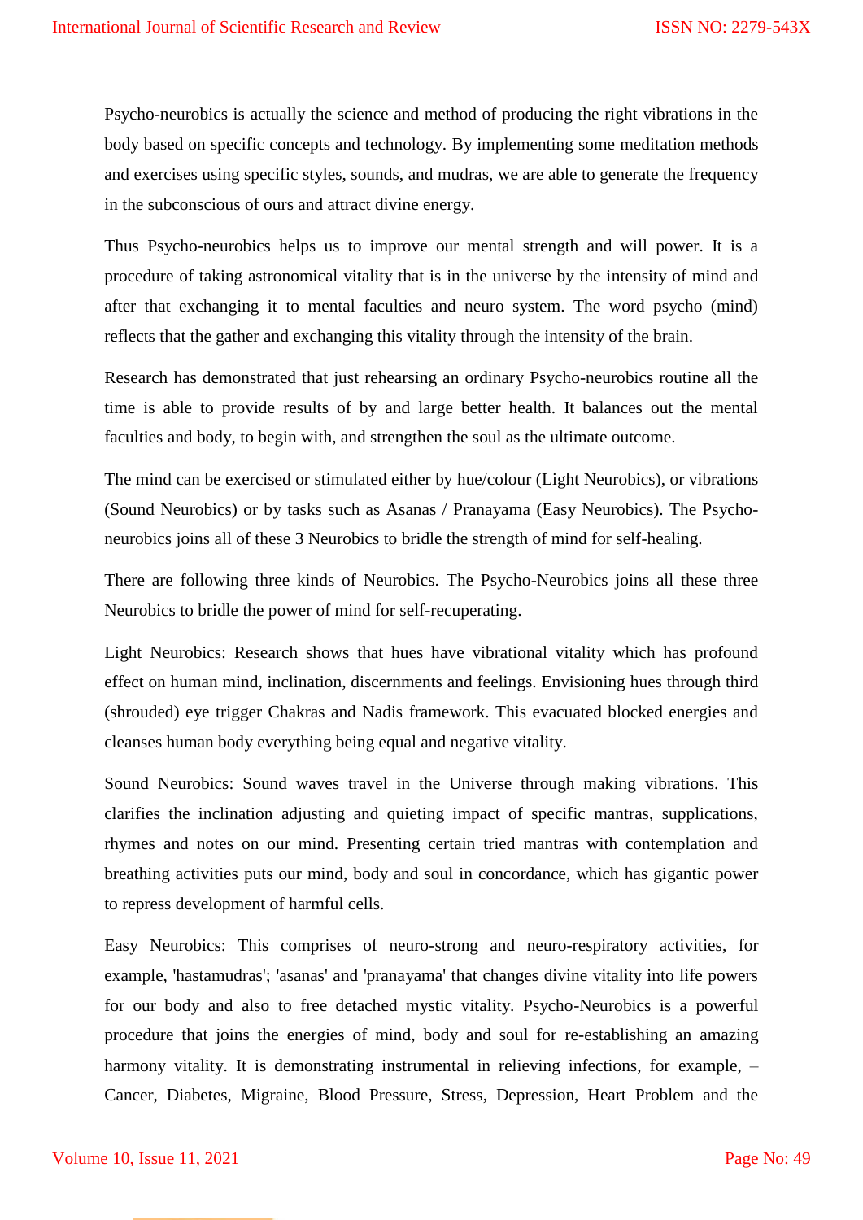Psycho-neurobics is actually the science and method of producing the right vibrations in the body based on specific concepts and technology. By implementing some meditation methods and exercises using specific styles, sounds, and mudras, we are able to generate the frequency in the subconscious of ours and attract divine energy.

Thus Psycho-neurobics helps us to improve our mental strength and will power. It is a procedure of taking astronomical vitality that is in the universe by the intensity of mind and after that exchanging it to mental faculties and neuro system. The word psycho (mind) reflects that the gather and exchanging this vitality through the intensity of the brain.

Research has demonstrated that just rehearsing an ordinary Psycho-neurobics routine all the time is able to provide results of by and large better health. It balances out the mental faculties and body, to begin with, and strengthen the soul as the ultimate outcome.

The mind can be exercised or stimulated either by hue/colour (Light Neurobics), or vibrations (Sound Neurobics) or by tasks such as Asanas / Pranayama (Easy Neurobics). The Psycho-neurobics joins all of these 3 Neurobics to bridle the strength of mind for self-healing.

There are following three kinds of Neurobics. The Psycho-Neurobics joins all these three Neurobics to bridle the power of mind for self-recuperating.

Light Neurobics: Research shows that hues have vibrational vitality which has profound effect on human mind, inclination, discernments and feelings. Envisioning hues through third (shrouded) eye trigger Chakras and Nadis framework. This evacuated blocked energies and cleanses human body everything being equal and negative vitality.

Sound Neurobics: Sound waves travel in the Universe through making vibrations. This clarifies the inclination adjusting and quieting impact of specific mantras, supplications, rhymes and notes on our mind. Presenting certain tried mantras with contemplation and breathing activities puts our mind, body and soul in concordance, which has gigantic power to repress development of harmful cells.

Easy Neurobics: This comprises of neuro-strong and neuro-respiratory activities, for example, 'hastamudras'; 'asanas' and 'pranayama' that changes divine vitality into life powers for our body and also to free detached mystic vitality. Psycho-Neurobics is a powerful procedure that joins the energies of mind, body and soul for re-establishing an amazing harmony vitality. It is demonstrating instrumental in relieving infections, for example, – Cancer, Diabetes, Migraine, Blood Pressure, Stress, Depression, Heart Problem and the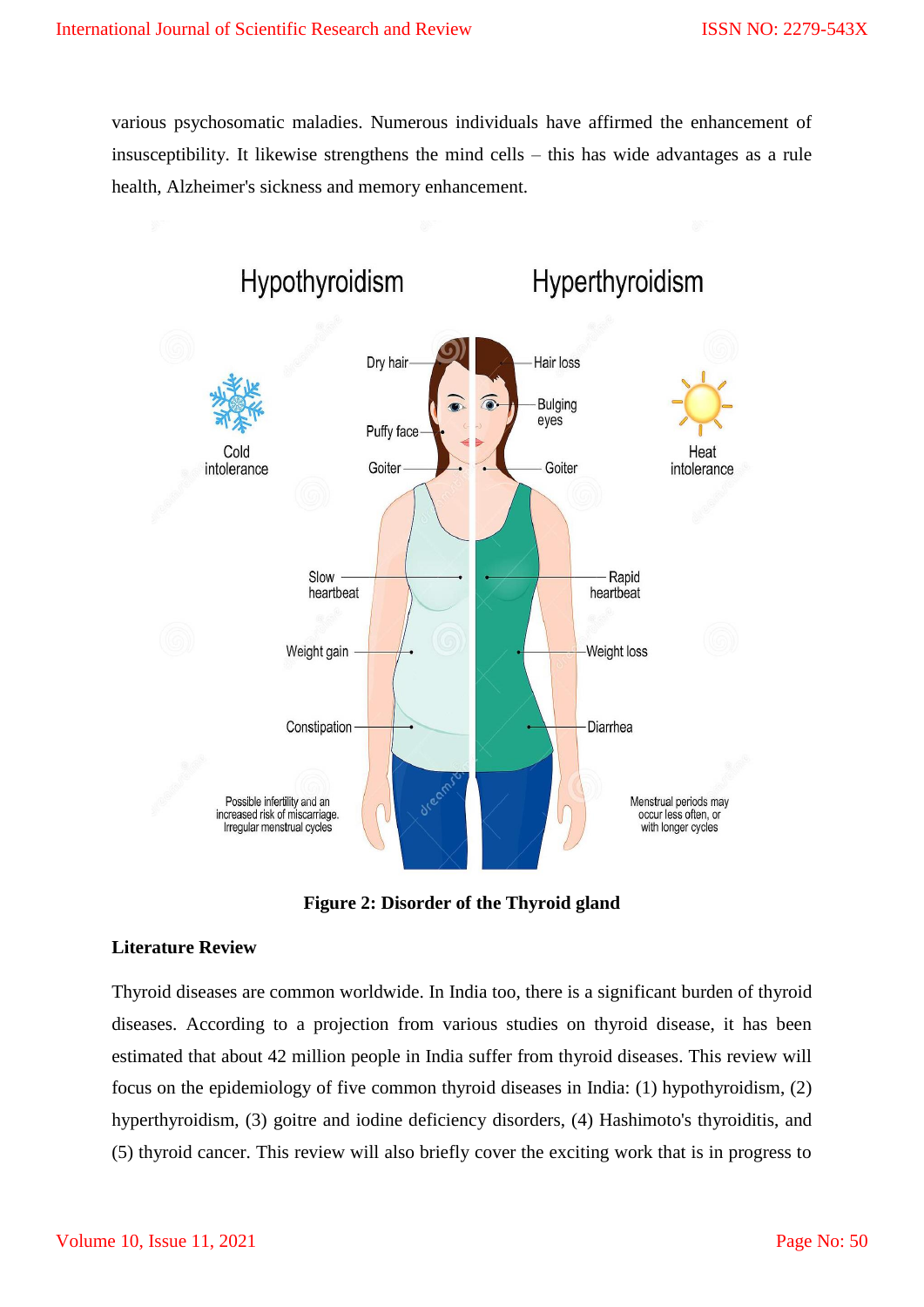various psychosomatic maladies. Numerous individuals have affirmed the enhancement of insusceptibility. It likewise strengthens the mind cells – this has wide advantages as a rule health, Alzheimer's sickness and memory enhancement.

**Figure 2: Disorder of the Thyroid gland**

**Literature Review**

Thyroid diseases are common worldwide. In India too, there is a significant burden of thyroid diseases. According to a projection from various studies on thyroid disease, it has been estimated that about 42 million people in India suffer from thyroid diseases. This review will focus on the epidemiology of five common thyroid diseases in India: (1) hypothyroidism, (2) hyperthyroidism, (3) goitre and iodine deficiency disorders, (4) Hashimoto's thyroiditis, and (5) thyroid cancer. This review will also briefly cover the exciting work that is in progress to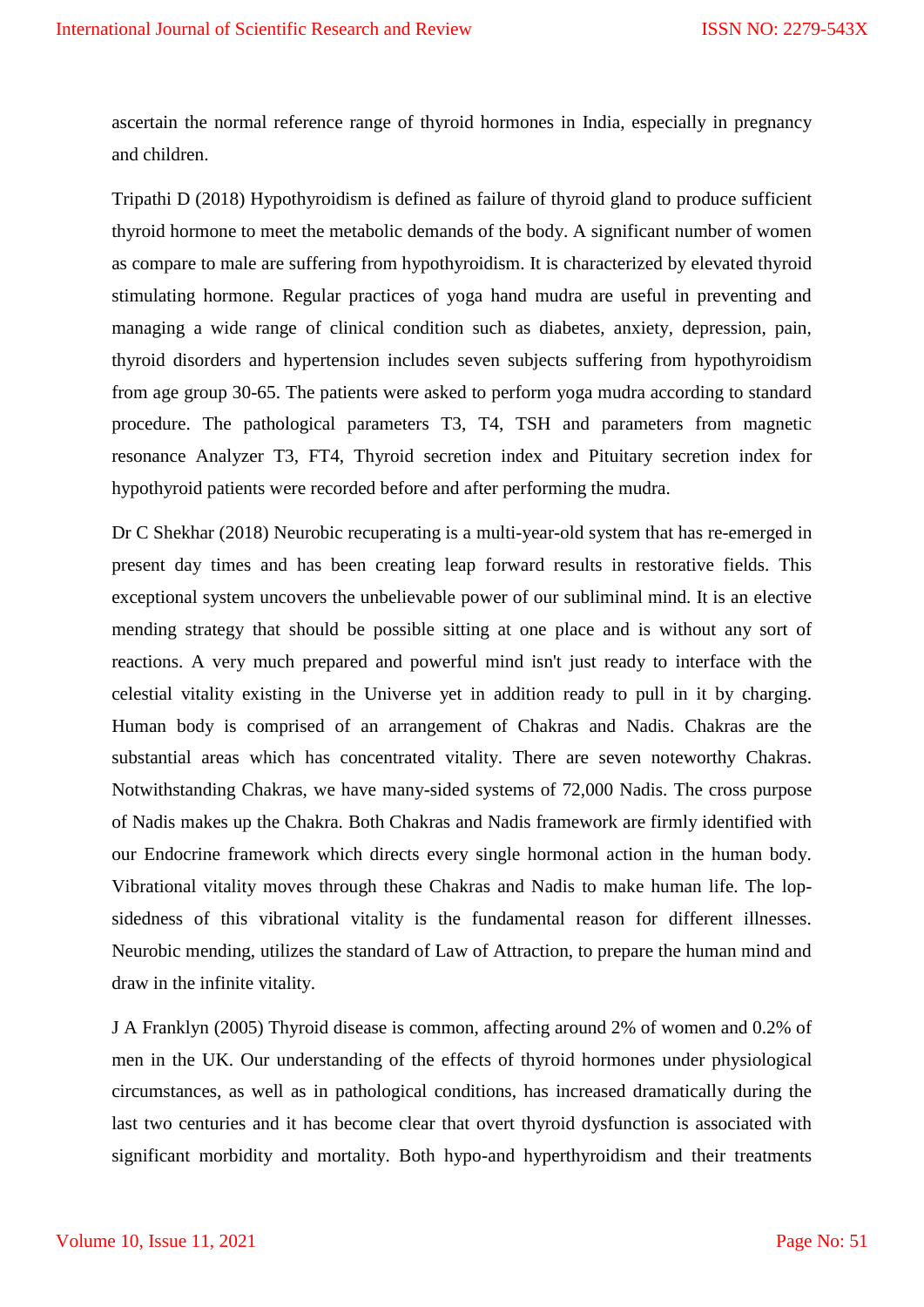ascertain the normal reference range of thyroid hormones in India, especially in pregnancy and children.

Tripathi D (2018) Hypothyroidism is defined as failure of thyroid gland to produce sufficient thyroid hormone to meet the metabolic demands of the body. A significant number of women as compare to male are suffering from hypothyroidism. It is characterized by elevated thyroid stimulating hormone. Regular practices of yoga hand mudra are useful in preventing and managing a wide range of clinical condition such as diabetes, anxiety, depression, pain, thyroid disorders and hypertension includes seven subjects suffering from hypothyroidism from age group 30-65. The patients were asked to perform yoga mudra according to standard procedure. The pathological parameters T3, T4, TSH and parameters from magnetic resonance Analyzer T3, FT4, Thyroid secretion index and Pituitary secretion index for hypothyroid patients were recorded before and after performing the mudra.

Dr C Shekhar (2018) Neurobic recuperating is a multi-year-old system that has re-emerged in present day times and has been creating leap forward results in restorative fields. This exceptional system uncovers the unbelievable power of our subliminal mind. It is an elective mending strategy that should be possible sitting at one place and is without any sort of reactions. A very much prepared and powerful mind isn't just ready to interface with the celestial vitality existing in the Universe yet in addition ready to pull in it by charging. Human body is comprised of an arrangement of Chakras and Nadis. Chakras are the substantial areas which has concentrated vitality. There are seven noteworthy Chakras. Notwithstanding Chakras, we have many-sided systems of 72,000 Nadis. The cross purpose of Nadis makes up the Chakra. Both Chakras and Nadis framework are firmly identified with our Endocrine framework which directs every single hormonal action in the human body. Vibrational vitality moves through these Chakras and Nadis to make human life. The lop-sidedness of this vibrational vitality is the fundamental reason for different illnesses. Neurobic mending, utilizes the standard of Law of Attraction, to prepare the human mind and draw in the infinite vitality.

J A Franklyn (2005) Thyroid disease is common, affecting around 2% of women and 0.2% of men in the UK. Our understanding of the effects of thyroid hormones under physiological circumstances, as well as in pathological conditions, has increased dramatically during the last two centuries and it has become clear that overt thyroid dysfunction is associated with significant morbidity and mortality. Both hypo-and hyperthyroidism and their treatments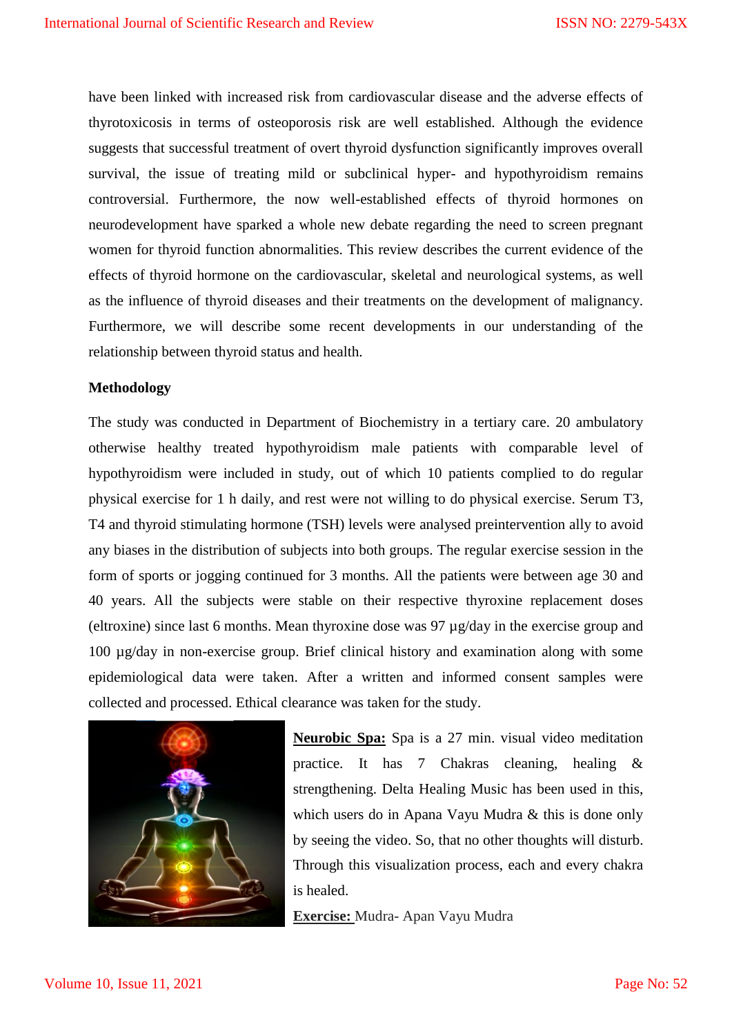have been linked with increased risk from cardiovascular disease and the adverse effects of thyrotoxicosis in terms of osteoporosis risk are well established. Although the evidence suggests that successful treatment of overt thyroid dysfunction significantly improves overall survival, the issue of treating mild or subclinical hyper- and hypothyroidism remains controversial. Furthermore, the now well-established effects of thyroid hormones on neurodevelopment have sparked a whole new debate regarding the need to screen pregnant women for thyroid function abnormalities. This review describes the current evidence of the effects of thyroid hormone on the cardiovascular, skeletal and neurological systems, as well as the influence of thyroid diseases and their treatments on the development of malignancy. Furthermore, we will describe some recent developments in our understanding of the relationship between thyroid status and health.

**Methodology**

The study was conducted in Department of Biochemistry in a tertiary care. 20 ambulatory otherwise healthy treated hypothyroidism male patients with comparable level of hypothyroidism were included in study, out of which 10 patients complied to do regular physical exercise for 1 h daily, and rest were not willing to do physical exercise. Serum T3, T4 and thyroid stimulating hormone (TSH) levels were analysed preintervention ally to avoid any biases in the distribution of subjects into both groups. The regular exercise session in the form of sports or jogging continued for 3 months. All the patients were between age 30 and 40 years. All the subjects were stable on their respective thyroxine replacement doses (eltroxine) since last 6 months. Mean thyroxine dose was 97 µg/day in the exercise group and 100 µg/day in non-exercise group. Brief clinical history and examination along with some epidemiological data were taken. After a written and informed consent samples were collected and processed. Ethical clearance was taken for the study.

**Neurobic Spa:** Spa is a 27 min. visual video meditation practice. It has 7 Chakras cleaning, healing & strengthening. Delta Healing Music has been used in this, which users do in Apana Vayu Mudra & this is done only by seeing the video. So, that no other thoughts will disturb. Through this visualization process, each and every chakra is healed.

**Exercise:** Mudra- Apan Vayu Mudra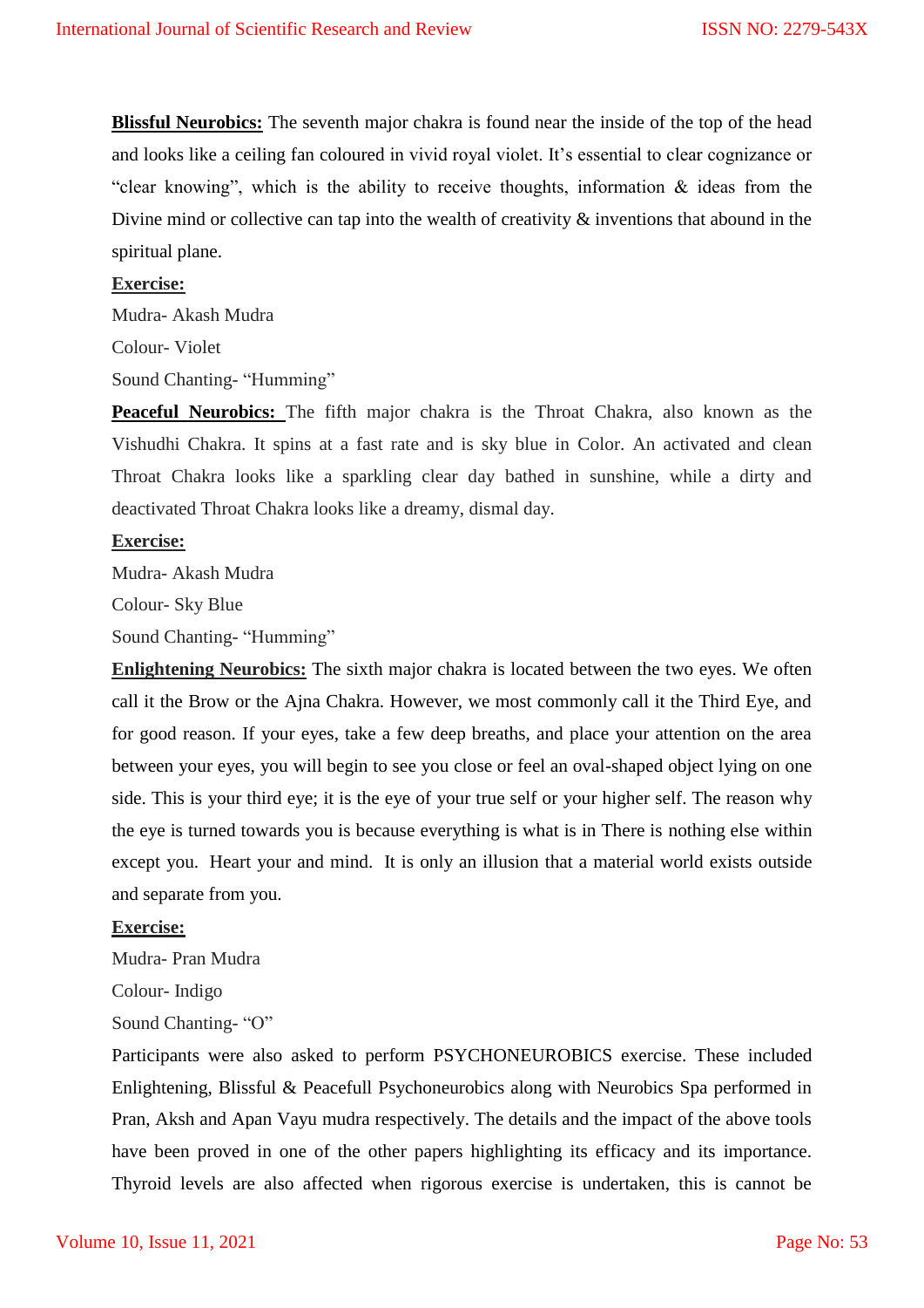**<u>Blissful Neurobics:</u>** The seventh major chakra is found near the inside of the top of the head and looks like a ceiling fan coloured in vivid royal violet. It's essential to clear cognizance or "clear knowing", which is the ability to receive thoughts, information & ideas from the Divine mind or collective can tap into the wealth of creativity & inventions that abound in the spiritual plane.

**<u>Exercise:</u>**

Mudra- Akash Mudra

Colour- Violet

Sound Chanting- "Humming"

**<u>Peaceful Neurobics:</u>** The fifth major chakra is the Throat Chakra, also known as the Vishudhi Chakra. It spins at a fast rate and is sky blue in Color. An activated and clean Throat Chakra looks like a sparkling clear day bathed in sunshine, while a dirty and deactivated Throat Chakra looks like a dreamy, dismal day.

**<u>Exercise:</u>**

Mudra- Akash Mudra

Colour- Sky Blue

Sound Chanting- "Humming"

**<u>Enlightening Neurobics:</u>** The sixth major chakra is located between the two eyes. We often call it the Brow or the Ajna Chakra. However, we most commonly call it the Third Eye, and for good reason. If your eyes, take a few deep breaths, and place your attention on the area between your eyes, you will begin to see you close or feel an oval-shaped object lying on one side. This is your third eye; it is the eye of your true self or your higher self. The reason why the eye is turned towards you is because everything is what is in There is nothing else within except you. Heart your and mind. It is only an illusion that a material world exists outside and separate from you.

**<u>Exercise:</u>**

Mudra- Pran Mudra

Colour- Indigo

Sound Chanting- "O"

Participants were also asked to perform PSYCHONEUROBICS exercise. These included Enlightening, Blissful & Peacefull Psychoneurobics along with Neurobics Spa performed in Pran, Aksh and Apan Vayu mudra respectively. The details and the impact of the above tools have been proved in one of the other papers highlighting its efficacy and its importance. Thyroid levels are also affected when rigorous exercise is undertaken, this is cannot be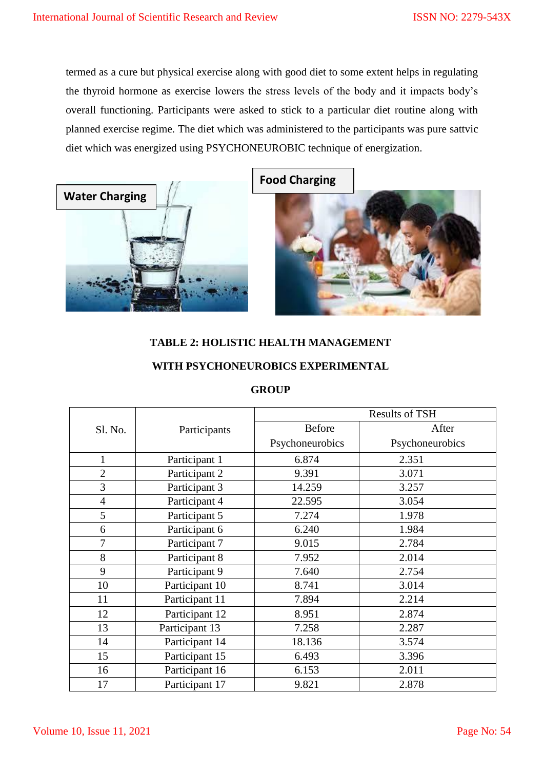termed as a cure but physical exercise along with good diet to some extent helps in regulating the thyroid hormone as exercise lowers the stress levels of the body and it impacts body's overall functioning. Participants were asked to stick to a particular diet routine along with planned exercise regime. The diet which was administered to the participants was pure sattvic diet which was energized using PSYCHONEUROBIC technique of energization.

Water Charging

Food Charging

**TABLE 2: HOLISTIC HEALTH MANAGEMENT WITH PSYCHONEUROBICS EXPERIMENTAL GROUP**

| Sl. No. | Participants | Results of TSH | |
|---|---|---|---|
| | | Before Psychoneurobics | After Psychoneurobics |
| 1 | Participant 1 | 6.874 | 2.351 |
| 2 | Participant 2 | 9.391 | 3.071 |
| 3 | Participant 3 | 14.259 | 3.257 |
| 4 | Participant 4 | 22.595 | 3.054 |
| 5 | Participant 5 | 7.274 | 1.978 |
| 6 | Participant 6 | 6.240 | 1.984 |
| 7 | Participant 7 | 9.015 | 2.784 |
| 8 | Participant 8 | 7.952 | 2.014 |
| 9 | Participant 9 | 7.640 | 2.754 |
| 10 | Participant 10 | 8.741 | 3.014 |
| 11 | Participant 11 | 7.894 | 2.214 |
| 12 | Participant 12 | 8.951 | 2.874 |
| 13 | Participant 13 | 7.258 | 2.287 |
| 14 | Participant 14 | 18.136 | 3.574 |
| 15 | Participant 15 | 6.493 | 3.396 |
| 16 | Participant 16 | 6.153 | 2.011 |
| 17 | Participant 17 | 9.821 | 2.878 |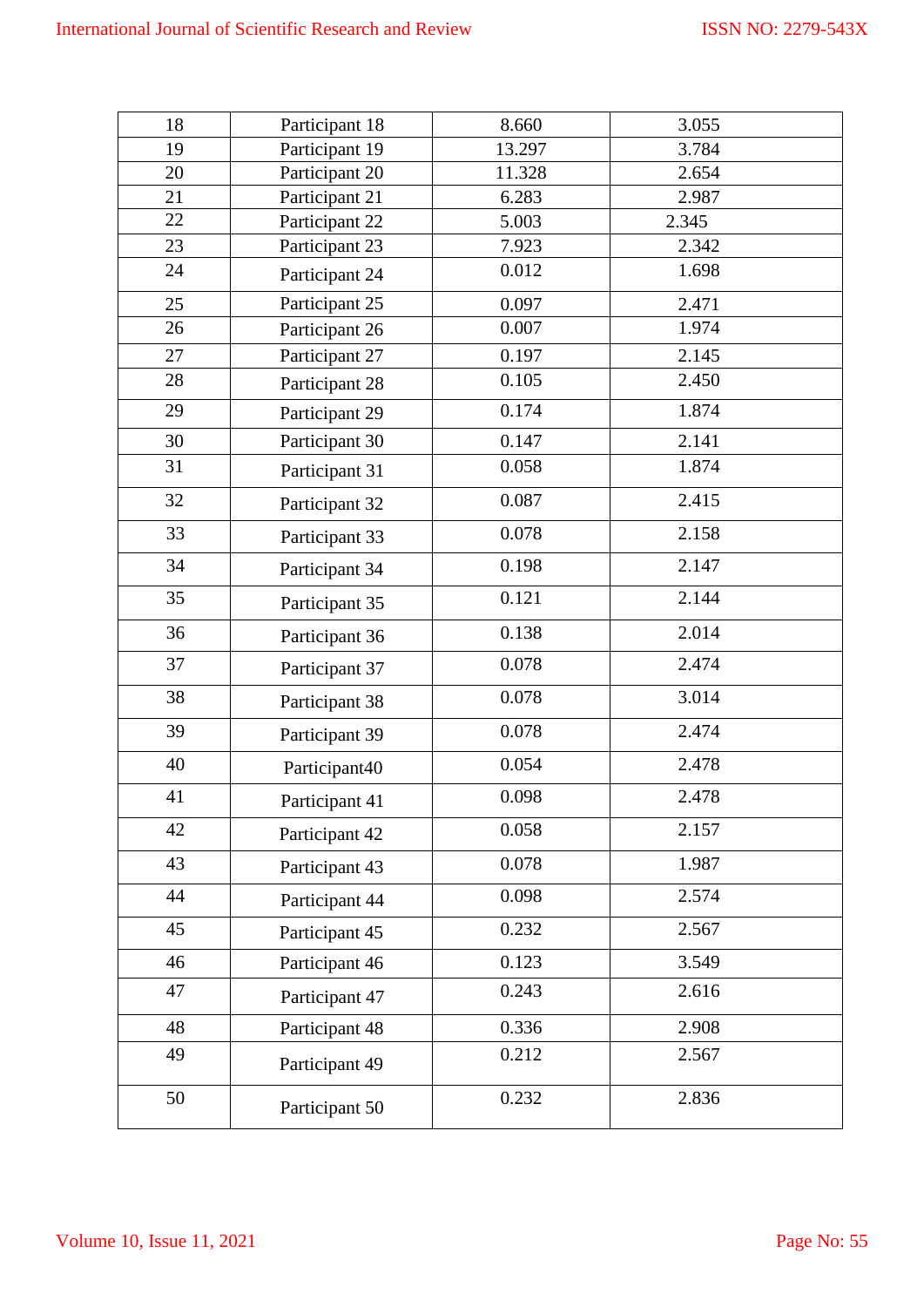| 18 | Participant 18 | 8.660 | 3.055 |
|---|---|---|---|
| 19 | Participant 19 | 13.297 | 3.784 |
| 20 | Participant 20 | 11.328 | 2.654 |
| 21 | Participant 21 | 6.283 | 2.987 |
| 22 | Participant 22 | 5.003 | 2.345 |
| 23 | Participant 23 | 7.923 | 2.342 |
| 24 | Participant 24 | 0.012 | 1.698 |
| 25 | Participant 25 | 0.097 | 2.471 |
| 26 | Participant 26 | 0.007 | 1.974 |
| 27 | Participant 27 | 0.197 | 2.145 |
| 28 | Participant 28 | 0.105 | 2.450 |
| 29 | Participant 29 | 0.174 | 1.874 |
| 30 | Participant 30 | 0.147 | 2.141 |
| 31 | Participant 31 | 0.058 | 1.874 |
| 32 | Participant 32 | 0.087 | 2.415 |
| 33 | Participant 33 | 0.078 | 2.158 |
| 34 | Participant 34 | 0.198 | 2.147 |
| 35 | Participant 35 | 0.121 | 2.144 |
| 36 | Participant 36 | 0.138 | 2.014 |
| 37 | Participant 37 | 0.078 | 2.474 |
| 38 | Participant 38 | 0.078 | 3.014 |
| 39 | Participant 39 | 0.078 | 2.474 |
| 40 | Participant40 | 0.054 | 2.478 |
| 41 | Participant 41 | 0.098 | 2.478 |
| 42 | Participant 42 | 0.058 | 2.157 |
| 43 | Participant 43 | 0.078 | 1.987 |
| 44 | Participant 44 | 0.098 | 2.574 |
| 45 | Participant 45 | 0.232 | 2.567 |
| 46 | Participant 46 | 0.123 | 3.549 |
| 47 | Participant 47 | 0.243 | 2.616 |
| 48 | Participant 48 | 0.336 | 2.908 |
| 49 | Participant 49 | 0.212 | 2.567 |
| 50 | Participant 50 | 0.232 | 2.836 |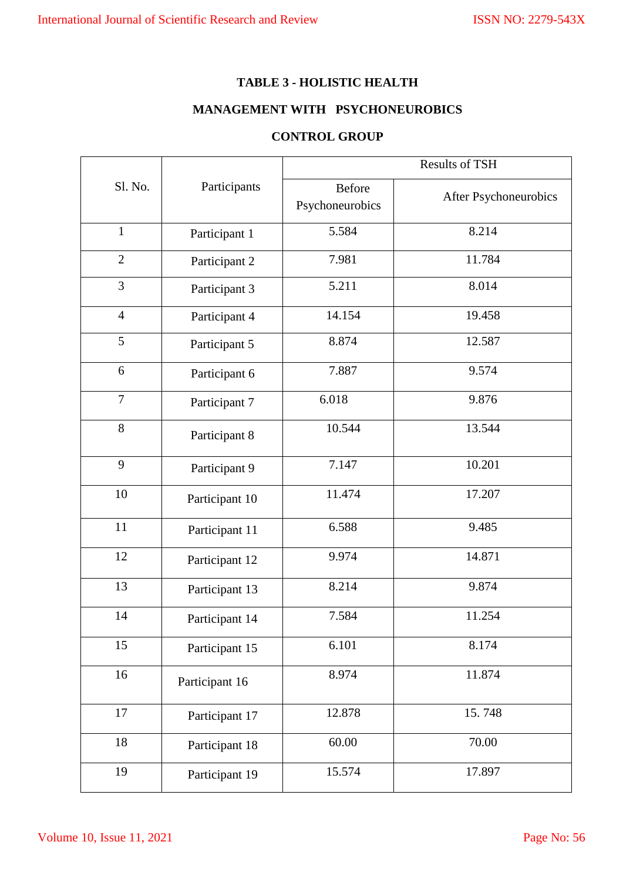**TABLE 3 - HOLISTIC HEALTH**

**MANAGEMENT WITH PSYCHONEUROBICS**

**CONTROL GROUP**

| Sl. No. | Participants | Results of TSH | |
|---|---|---|---|
| | | Before Psychoneurobics | After Psychoneurobics |
| 1 | Participant 1 | 5.584 | 8.214 |
| 2 | Participant 2 | 7.981 | 11.784 |
| 3 | Participant 3 | 5.211 | 8.014 |
| 4 | Participant 4 | 14.154 | 19.458 |
| 5 | Participant 5 | 8.874 | 12.587 |
| 6 | Participant 6 | 7.887 | 9.574 |
| 7 | Participant 7 | 6.018 | 9.876 |
| 8 | Participant 8 | 10.544 | 13.544 |
| 9 | Participant 9 | 7.147 | 10.201 |
| 10 | Participant 10 | 11.474 | 17.207 |
| 11 | Participant 11 | 6.588 | 9.485 |
| 12 | Participant 12 | 9.974 | 14.871 |
| 13 | Participant 13 | 8.214 | 9.874 |
| 14 | Participant 14 | 7.584 | 11.254 |
| 15 | Participant 15 | 6.101 | 8.174 |
| 16 | Participant 16 | 8.974 | 11.874 |
| 17 | Participant 17 | 12.878 | 15. 748 |
| 18 | Participant 18 | 60.00 | 70.00 |
| 19 | Participant 19 | 15.574 | 17.897 |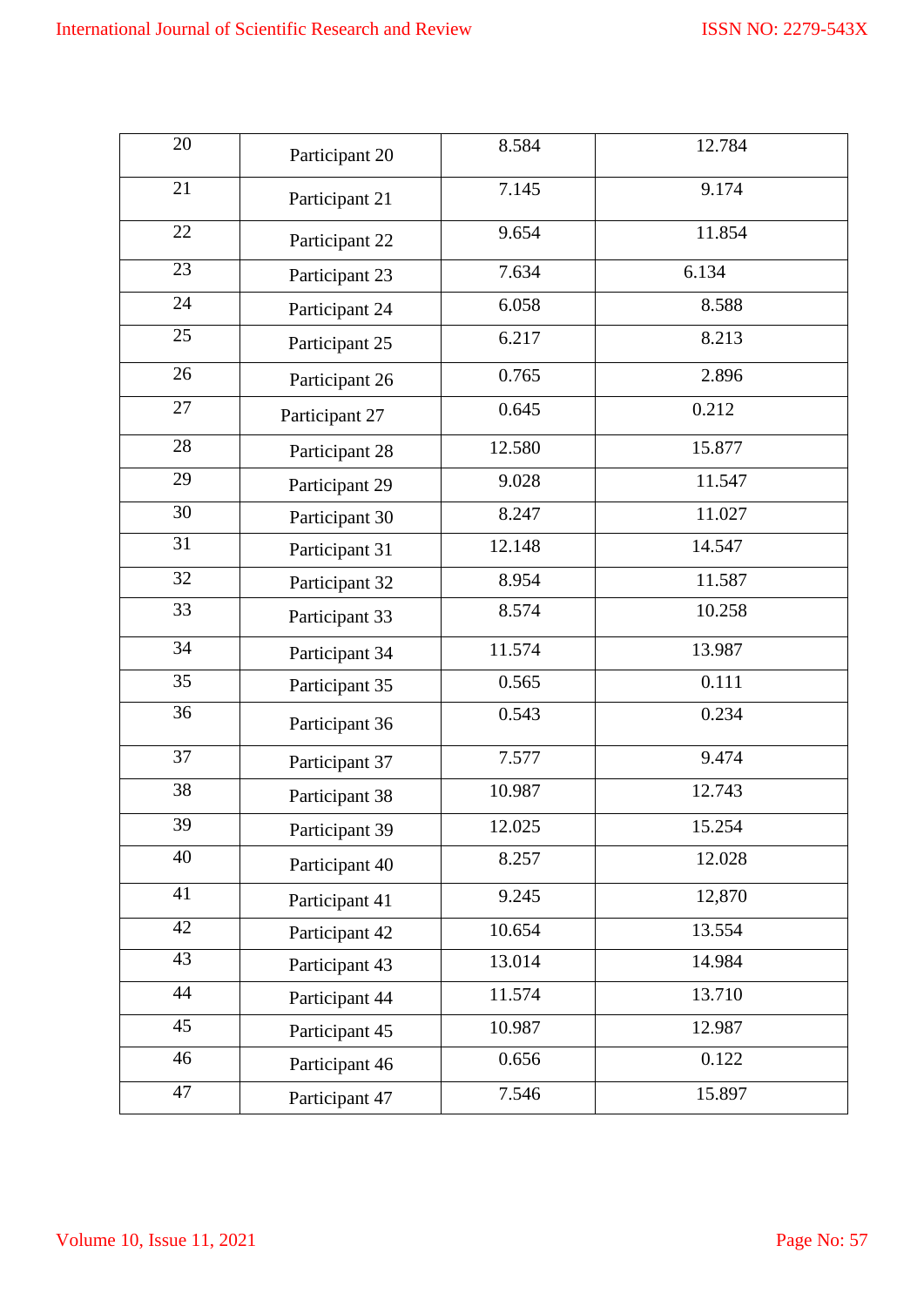| 20 | Participant 20 | 8.584 | 12.784 |
|---|---|---|---|
| 21 | Participant 21 | 7.145 | 9.174 |
| 22 | Participant 22 | 9.654 | 11.854 |
| 23 | Participant 23 | 7.634 | 6.134 |
| 24 | Participant 24 | 6.058 | 8.588 |
| 25 | Participant 25 | 6.217 | 8.213 |
| 26 | Participant 26 | 0.765 | 2.896 |
| 27 | Participant 27 | 0.645 | 0.212 |
| 28 | Participant 28 | 12.580 | 15.877 |
| 29 | Participant 29 | 9.028 | 11.547 |
| 30 | Participant 30 | 8.247 | 11.027 |
| 31 | Participant 31 | 12.148 | 14.547 |
| 32 | Participant 32 | 8.954 | 11.587 |
| 33 | Participant 33 | 8.574 | 10.258 |
| 34 | Participant 34 | 11.574 | 13.987 |
| 35 | Participant 35 | 0.565 | 0.111 |
| 36 | Participant 36 | 0.543 | 0.234 |
| 37 | Participant 37 | 7.577 | 9.474 |
| 38 | Participant 38 | 10.987 | 12.743 |
| 39 | Participant 39 | 12.025 | 15.254 |
| 40 | Participant 40 | 8.257 | 12.028 |
| 41 | Participant 41 | 9.245 | 12,870 |
| 42 | Participant 42 | 10.654 | 13.554 |
| 43 | Participant 43 | 13.014 | 14.984 |
| 44 | Participant 44 | 11.574 | 13.710 |
| 45 | Participant 45 | 10.987 | 12.987 |
| 46 | Participant 46 | 0.656 | 0.122 |
| 47 | Participant 47 | 7.546 | 15.897 |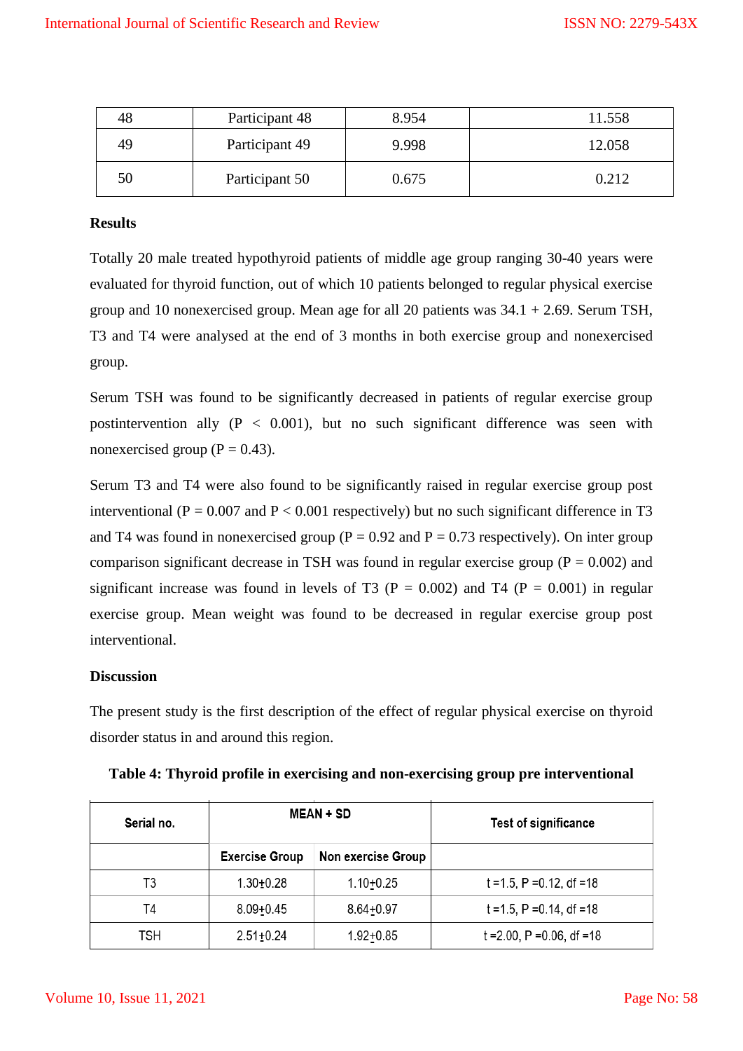| 48 | Participant 48 | 8.954 | 11.558 |
|---|---|---|---|
| 49 | Participant 49 | 9.998 | 12.058 |
| 50 | Participant 50 | 0.675 | 0.212 |

### Results

Totally 20 male treated hypothyroid patients of middle age group ranging 30-40 years were evaluated for thyroid function, out of which 10 patients belonged to regular physical exercise group and 10 nonexercised group. Mean age for all 20 patients was 34.1 + 2.69. Serum TSH, T3 and T4 were analysed at the end of 3 months in both exercise group and nonexercised group.

Serum TSH was found to be significantly decreased in patients of regular exercise group postintervention ally ($P < 0.001$), but no such significant difference was seen with nonexercised group ($P = 0.43$).

Serum T3 and T4 were also found to be significantly raised in regular exercise group post interventional ($P = 0.007$ and $P < 0.001$ respectively) but no such significant difference in T3 and T4 was found in nonexercised group ($P = 0.92$ and $P = 0.73$ respectively). On inter group comparison significant decrease in TSH was found in regular exercise group ($P = 0.002$) and significant increase was found in levels of T3 ($P = 0.002$) and T4 ($P = 0.001$) in regular exercise group. Mean weight was found to be decreased in regular exercise group post interventional.

### Discussion

The present study is the first description of the effect of regular physical exercise on thyroid disorder status in and around this region.

**Table 4: Thyroid profile in exercising and non-exercising group pre interventional**

| Serial no. | MEAN + SD | | Test of significance |
|---|---|---|---|
| | Exercise Group | Non exercise Group | |
| T3 | 1.30±0.28 | 1.10±0.25 | t =1.5, P =0.12, df =18 |
| T4 | 8.09±0.45 | 8.64±0.97 | t =1.5, P =0.14, df =18 |
| TSH | 2.51±0.24 | 1.92±0.85 | t =2.00, P =0.06, df =18 |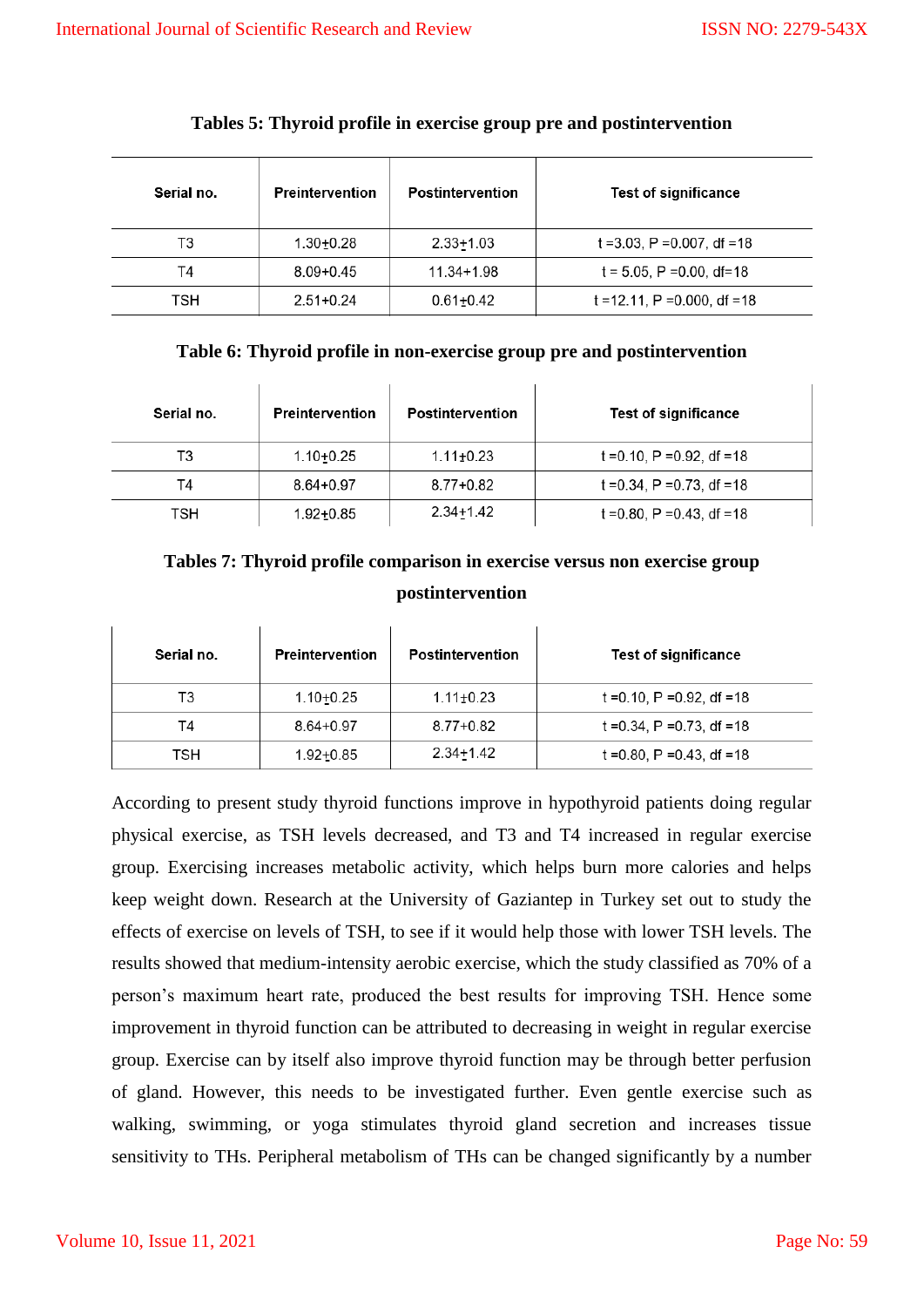**Tables 5: Thyroid profile in exercise group pre and postintervention**

| Serial no. | Preintervention | Postintervention | Test of significance |
|---|---|---|---|
| T3 | 1.30±0.28 | 2.33±1.03 | t =3.03, P =0.007, df =18 |
| T4 | 8.09+0.45 | 11.34+1.98 | t = 5.05, P =0.00, df=18 |
| TSH | 2.51+0.24 | 0.61±0.42 | t =12.11, P =0.000, df =18 |

**Table 6: Thyroid profile in non-exercise group pre and postintervention**

| Serial no. | Preintervention | Postintervention | Test of significance |
|---|---|---|---|
| T3 | 1.10±0.25 | 1.11±0.23 | t =0.10, P =0.92, df =18 |
| T4 | 8.64+0.97 | 8.77+0.82 | t =0.34, P =0.73, df =18 |
| TSH | 1.92±0.85 | 2.34±1.42 | t =0.80, P =0.43, df =18 |

**Tables 7: Thyroid profile comparison in exercise versus non exercise group postintervention**

| Serial no. | Preintervention | Postintervention | Test of significance |
|---|---|---|---|
| T3 | 1.10±0.25 | 1.11±0.23 | t =0.10, P =0.92, df =18 |
| T4 | 8.64+0.97 | 8.77+0.82 | t =0.34, P =0.73, df =18 |
| TSH | 1.92±0.85 | 2.34±1.42 | t =0.80, P =0.43, df =18 |

According to present study thyroid functions improve in hypothyroid patients doing regular physical exercise, as TSH levels decreased, and T3 and T4 increased in regular exercise group. Exercising increases metabolic activity, which helps burn more calories and helps keep weight down. Research at the University of Gaziantep in Turkey set out to study the effects of exercise on levels of TSH, to see if it would help those with lower TSH levels. The results showed that medium-intensity aerobic exercise, which the study classified as 70% of a person's maximum heart rate, produced the best results for improving TSH. Hence some improvement in thyroid function can be attributed to decreasing in weight in regular exercise group. Exercise can by itself also improve thyroid function may be through better perfusion of gland. However, this needs to be investigated further. Even gentle exercise such as walking, swimming, or yoga stimulates thyroid gland secretion and increases tissue sensitivity to THs. Peripheral metabolism of THs can be changed significantly by a number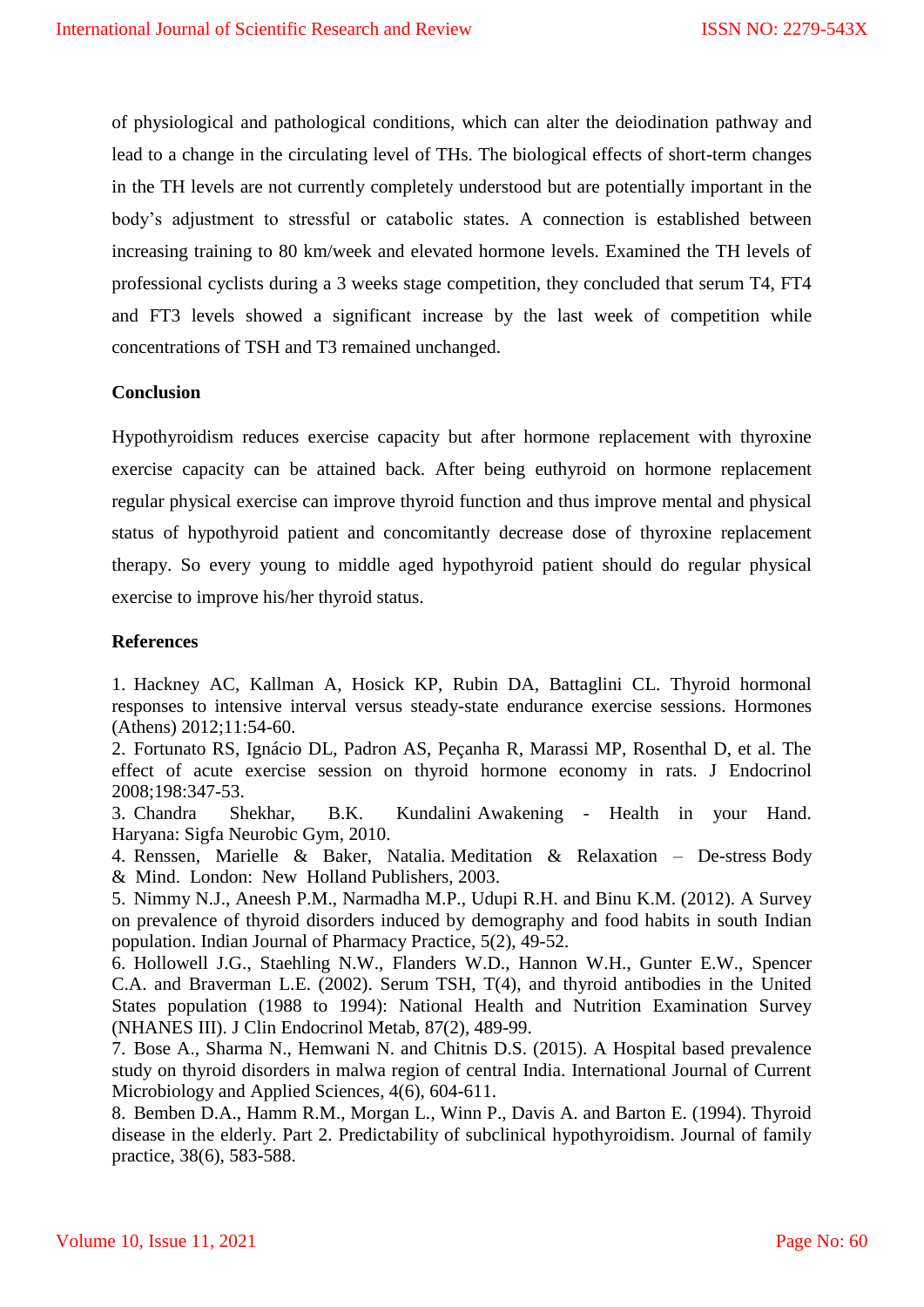of physiological and pathological conditions, which can alter the deiodination pathway and lead to a change in the circulating level of THs. The biological effects of short-term changes in the TH levels are not currently completely understood but are potentially important in the body's adjustment to stressful or catabolic states. A connection is established between increasing training to 80 km/week and elevated hormone levels. Examined the TH levels of professional cyclists during a 3 weeks stage competition, they concluded that serum T4, FT4 and FT3 levels showed a significant increase by the last week of competition while concentrations of TSH and T3 remained unchanged.

## Conclusion

Hypothyroidism reduces exercise capacity but after hormone replacement with thyroxine exercise capacity can be attained back. After being euthyroid on hormone replacement regular physical exercise can improve thyroid function and thus improve mental and physical status of hypothyroid patient and concomitantly decrease dose of thyroxine replacement therapy. So every young to middle aged hypothyroid patient should do regular physical exercise to improve his/her thyroid status.

## References

1. Hackney AC, Kallman A, Hosick KP, Rubin DA, Battaglini CL. Thyroid hormonal responses to intensive interval versus steady-state endurance exercise sessions. Hormones (Athens) 2012;11:54-60.
2. Fortunato RS, Ignácio DL, Padron AS, Peçanha R, Marassi MP, Rosenthal D, et al. The effect of acute exercise session on thyroid hormone economy in rats. J Endocrinol 2008;198:347-53.
3. Chandra Shekhar, B.K. Kundalini Awakening - Health in your Hand. Haryana: Sigfa Neurobic Gym, 2010.
4. Renssen, Marielle & Baker, Natalia. Meditation & Relaxation – De-stress Body & Mind. London: New Holland Publishers, 2003.
5. Nimmy N.J., Aneesh P.M., Narmadha M.P., Udupi R.H. and Binu K.M. (2012). A Survey on prevalence of thyroid disorders induced by demography and food habits in south Indian population. Indian Journal of Pharmacy Practice, 5(2), 49-52.
6. Hollowell J.G., Staehling N.W., Flanders W.D., Hannon W.H., Gunter E.W., Spencer C.A. and Braverman L.E. (2002). Serum TSH, T(4), and thyroid antibodies in the United States population (1988 to 1994): National Health and Nutrition Examination Survey (NHANES III). J Clin Endocrinol Metab, 87(2), 489-99.
7. Bose A., Sharma N., Hemwani N. and Chitnis D.S. (2015). A Hospital based prevalence study on thyroid disorders in malwa region of central India. International Journal of Current Microbiology and Applied Sciences, 4(6), 604-611.
8. Bemben D.A., Hamm R.M., Morgan L., Winn P., Davis A. and Barton E. (1994). Thyroid disease in the elderly. Part 2. Predictability of subclinical hypothyroidism. Journal of family practice, 38(6), 583-588.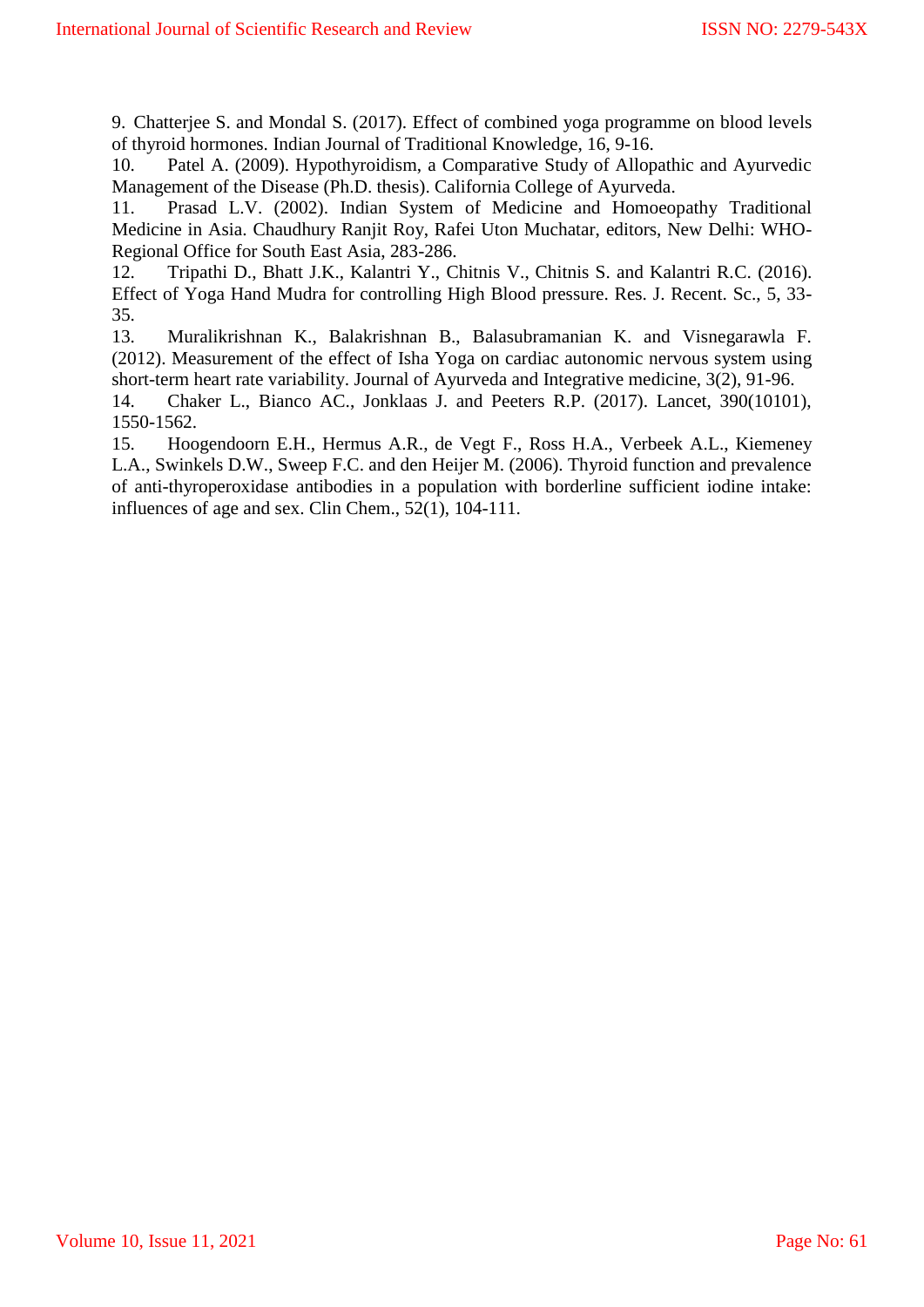9. Chatterjee S. and Mondal S. (2017). Effect of combined yoga programme on blood levels of thyroid hormones. Indian Journal of Traditional Knowledge, 16, 9-16.

10. Patel A. (2009). Hypothyroidism, a Comparative Study of Allopathic and Ayurvedic Management of the Disease (Ph.D. thesis). California College of Ayurveda.

11. Prasad L.V. (2002). Indian System of Medicine and Homoeopathy Traditional Medicine in Asia. Chaudhury Ranjit Roy, Rafei Uton Muchatar, editors, New Delhi: WHO-Regional Office for South East Asia, 283-286.

12. Tripathi D., Bhatt J.K., Kalantri Y., Chitnis V., Chitnis S. and Kalantri R.C. (2016). Effect of Yoga Hand Mudra for controlling High Blood pressure. Res. J. Recent. Sc., 5, 33-35.

13. Muralikrishnan K., Balakrishnan B., Balasubramanian K. and Visnegarawla F. (2012). Measurement of the effect of Isha Yoga on cardiac autonomic nervous system using short-term heart rate variability. Journal of Ayurveda and Integrative medicine, 3(2), 91-96.

14. Chaker L., Bianco AC., Jonklaas J. and Peeters R.P. (2017). Lancet, 390(10101), 1550-1562.

15. Hoogendoorn E.H., Hermus A.R., de Vegt F., Ross H.A., Verbeek A.L., Kiemeney L.A., Swinkels D.W., Sweep F.C. and den Heijer M. (2006). Thyroid function and prevalence of anti-thyroperoxidase antibodies in a population with borderline sufficient iodine intake: influences of age and sex. Clin Chem., 52(1), 104-111.